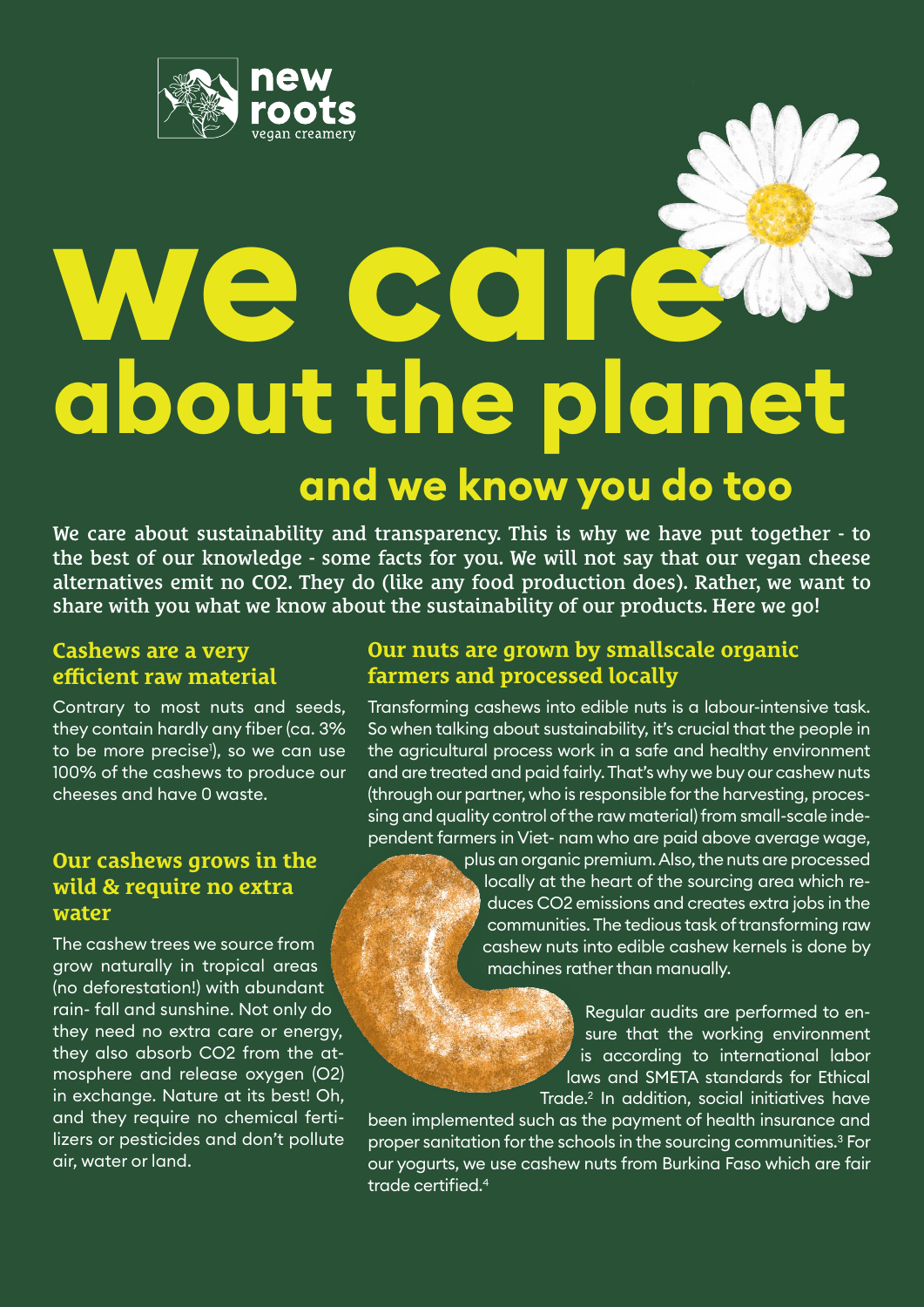new roots
vegan creamery

# we care about the planet

## and we know you do too

We care about sustainability and transparency. This is why we have put together - to the best of our knowledge - some facts for you. We will not say that our vegan cheese alternatives emit no CO2. They do (like any food production does). Rather, we want to share with you what we know about the sustainability of our products. Here we go!

### Cashews are a very efficient raw material

Contrary to most nuts and seeds, they contain hardly any fiber (ca. 3% to be more precise[1]), so we can use 100% of the cashews to produce our cheeses and have 0 waste.

### Our cashews grows in the wild & require no extra water

The cashew trees we source from grow naturally in tropical areas (no deforestation!) with abundant rain- fall and sunshine. Not only do they need no extra care or energy, they also absorb CO2 from the at- mosphere and release oxygen (O2) in exchange. Nature at its best! Oh, and they require no chemical ferti- lizers or pesticides and don't pollute air, water or land.

### Our nuts are grown by smallscale organic farmers and processed locally

Transforming cashews into edible nuts is a labour-intensive task. So when talking about sustainability, it's crucial that the people in the agricultural process work in a safe and healthy environment and are treated and paid fairly. That's why we buy our cashew nuts (through our partner, who is responsible for the harvesting, proces- sing and quality control of the raw material) from small-scale inde- pendent farmers in Viet- nam who are paid above average wage, plus an organic premium. Also, the nuts are processed locally at the heart of the sourcing area which re- duces CO2 emissions and creates extra jobs in the communities. The tedious task of transforming raw cashew nuts into edible cashew kernels is done by machines rather than manually.

Regular audits are performed to en- sure that the working environment is according to international labor laws and SMETA standards for Ethical Trade.[2] In addition, social initiatives have been implemented such as the payment of health insurance and proper sanitation for the schools in the sourcing communities.[3] For our yogurts, we use cashew nuts from Burkina Faso which are fair trade certified.[4]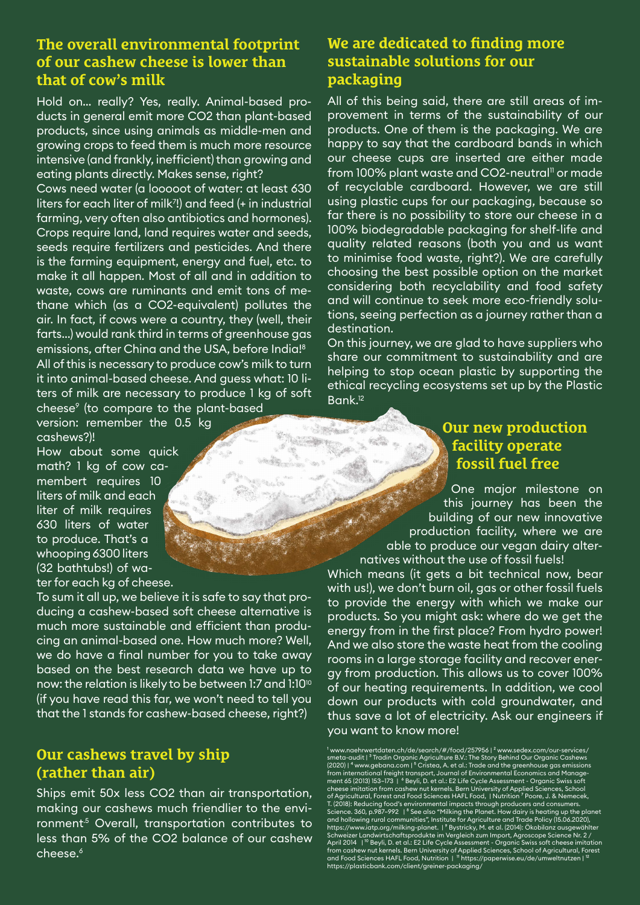## The overall environmental footprint of our cashew cheese is lower than that of cow's milk

Hold on... really? Yes, really. Animal-based products in general emit more CO2 than plant-based products, since using animals as middle-men and growing crops to feed them is much more resource intensive (and frankly, inefficient) than growing and eating plants directly. Makes sense, right?

Cows need water (a looooot of water: at least 630 liters for each liter of milk[7]!) and feed (+ in industrial farming, very often also antibiotics and hormones). Crops require land, land requires water and seeds, seeds require fertilizers and pesticides. And there is the farming equipment, energy and fuel, etc. to make it all happen. Most of all and in addition to waste, cows are ruminants and emit tons of methane which (as a CO2-equivalent) pollutes the air. In fact, if cows were a country, they (well, their farts...) would rank third in terms of greenhouse gas emissions, after China and the USA, before India![8]

All of this is necessary to produce cow's milk to turn it into animal-based cheese. And guess what: 10 liters of milk are necessary to produce 1 kg of soft cheese[9] (to compare to the plant-based version: remember the 0.5 kg cashews?)!

How about some quick math? 1 kg of cow camembert requires 10 liters of milk and each liter of milk requires 630 liters of water to produce. That's a whooping 6300 liters (32 bathtubs!) of water for each kg of cheese.

To sum it all up, we believe it is safe to say that producing a cashew-based soft cheese alternative is much more sustainable and efficient than producing an animal-based one. How much more? Well, we do have a final number for you to take away based on the best research data we have up to now: the relation is likely to be between 1:7 and 1:10[10] (if you have read this far, we won't need to tell you that the 1 stands for cashew-based cheese, right?)

## Our cashews travel by ship (rather than air)

Ships emit 50x less CO2 than air transportation, making our cashews much friendlier to the environment.[5] Overall, transportation contributes to less than 5% of the CO2 balance of our cashew cheese.[6]

## We are dedicated to finding more sustainable solutions for our packaging

All of this being said, there are still areas of improvement in terms of the sustainability of our products. One of them is the packaging. We are happy to say that the cardboard bands in which our cheese cups are inserted are either made from 100% plant waste and CO2-neutral[11] or made of recyclable cardboard. However, we are still using plastic cups for our packaging, because so far there is no possibility to store our cheese in a 100% biodegradable packaging for shelf-life and quality related reasons (both you and us want to minimise food waste, right?). We are carefully choosing the best possible option on the market considering both recyclability and food safety and will continue to seek more eco-friendly solutions, seeing perfection as a journey rather than a destination.

On this journey, we are glad to have suppliers who share our commitment to sustainability and are helping to stop ocean plastic by supporting the ethical recycling ecosystems set up by the Plastic Bank.[12]

## Our new production facility operate fossil fuel free

One major milestone on this journey has been the building of our new innovative production facility, where we are able to produce our vegan dairy alternatives without the use of fossil fuels!

Which means (it gets a bit technical now, bear with us!), we don't burn oil, gas or other fossil fuels to provide the energy with which we make our products. So you might ask: where do we get the energy from in the first place? From hydro power! And we also store the waste heat from the cooling rooms in a large storage facility and recover energy from production. This allows us to cover 100% of our heating requirements. In addition, we cool down our products with cold groundwater, and thus save a lot of electricity. Ask our engineers if you want to know more!

[1] www.naehrwertdaten.ch/de/search/#/food/257956 | [2] www.sedex.com/our-services/smeta-audit | [3] Tradin Organic Agriculture B.V.: The Story Behind Our Organic Cashews (2020) | [4] www.gebana.com | [5] Cristea, A. et al.: Trade and the greenhouse gas emissions from international freight transport, Journal of Environmental Economics and Management 65 (2013) 153–173 | [6] Beyli, D. et al.: E2 Life Cycle Assessment - Organic Swiss soft cheese imitation from cashew nut kernels. Bern University of Applied Sciences, School of Agricultural, Forest and Food Sciences HAFL Food, | Nutrition [7] Poore, J. & Nemecek, T. (2018): Reducing food's environmental impacts through producers and consumers. Science. 360, p.987–992 | [8] See also "Milking the Planet. How dairy is heating up the planet and hollowing rural communities", Institute for Agriculture and Trade Policy (15.06.2020), https://www.iatp.org/milking-planet. | [9] Bystricky, M. et al. (2014): Ökobilanz ausgewählter Schweizer Landwirtschaftsprodukte im Vergleich zum Import, Agroscope Science Nr. 2 / April 2014 | [10] Beyli, D. et al.: E2 Life Cycle Assessment - Organic Swiss soft cheese imitation from cashew nut kernels. Bern University of Applied Sciences, School of Agricultural, Forest and Food Sciences HAFL Food, Nutrition | [11] https://paperwise.eu/de/umweltnutzen | [12] https://plasticbank.com/client/greiner-packaging/